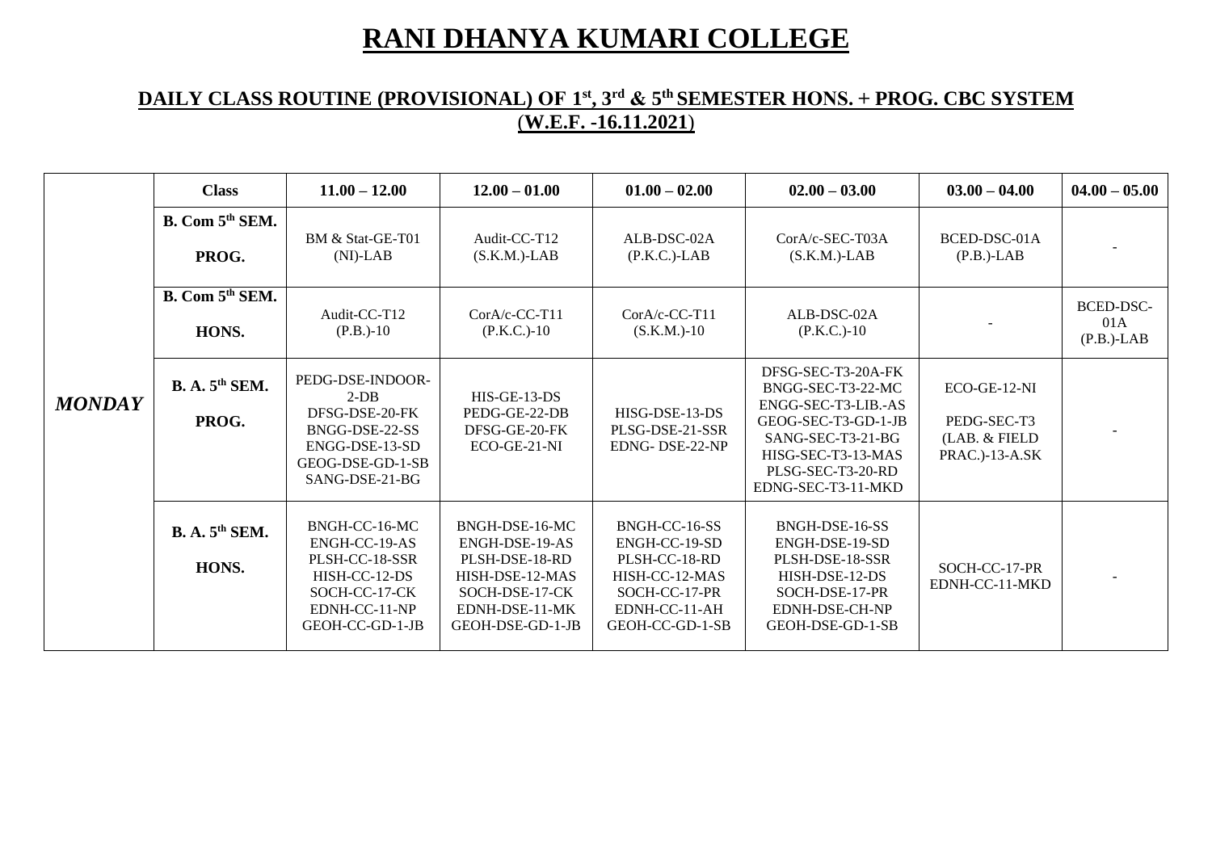# RANI DHANYA KUMARI COLLEGE

## DAILY CLASS ROUTINE (PROVISIONAL) OF 1st, 3rd & 5th SEMESTER HONS. + PROG. CBC SYSTEM (W.E.F. -16.11.2021)

| | Class | 11.00 – 12.00 | 12.00 – 01.00 | 01.00 – 02.00 | 02.00 – 03.00 | 03.00 – 04.00 | 04.00 – 05.00 |
|---|---|---|---|---|---|---|---|
| ***MONDAY*** | **B. Com 5th SEM. PROG.** | BM & Stat-GE-T01 (NI)-LAB | Audit-CC-T12 (S.K.M.)-LAB | ALB-DSC-02A (P.K.C.)-LAB | CorA/c-SEC-T03A (S.K.M.)-LAB | BCED-DSC-01A (P.B.)-LAB | - |
| | **B. Com 5th SEM. HONS.** | Audit-CC-T12 (P.B.)-10 | CorA/c-CC-T11 (P.K.C.)-10 | CorA/c-CC-T11 (S.K.M.)-10 | ALB-DSC-02A (P.K.C.)-10 | - | BCED-DSC-01A (P.B.)-LAB |
| | **B. A. 5th SEM. PROG.** | PEDG-DSE-INDOOR-2-DB DFSG-DSE-20-FK BNGG-DSE-22-SS ENGG-DSE-13-SD GEOG-DSE-GD-1-SB SANG-DSE-21-BG | HIS-GE-13-DS PEDG-GE-22-DB DFSG-GE-20-FK ECO-GE-21-NI | HISG-DSE-13-DS PLSG-DSE-21-SSR EDNG- DSE-22-NP | DFSG-SEC-T3-20A-FK BNGG-SEC-T3-22-MC ENGG-SEC-T3-LIB.-AS GEOG-SEC-T3-GD-1-JB SANG-SEC-T3-21-BG HISG-SEC-T3-13-MAS PLSG-SEC-T3-20-RD EDNG-SEC-T3-11-MKD | ECO-GE-12-NI PEDG-SEC-T3 (LAB. & FIELD PRAC.)-13-A.SK | - |
| | **B. A. 5th SEM. HONS.** | BNGH-CC-16-MC ENGH-CC-19-AS PLSH-CC-18-SSR HISH-CC-12-DS SOCH-CC-17-CK EDNH-CC-11-NP GEOH-CC-GD-1-JB | BNGH-DSE-16-MC ENGH-DSE-19-AS PLSH-DSE-18-RD HISH-DSE-12-MAS SOCH-DSE-17-CK EDNH-DSE-11-MK GEOH-DSE-GD-1-JB | BNGH-CC-16-SS ENGH-CC-19-SD PLSH-CC-18-RD HISH-CC-12-MAS SOCH-CC-17-PR EDNH-CC-11-AH GEOH-CC-GD-1-SB | BNGH-DSE-16-SS ENGH-DSE-19-SD PLSH-DSE-18-SSR HISH-DSE-12-DS SOCH-DSE-17-PR EDNH-DSE-CH-NP GEOH-DSE-GD-1-SB | SOCH-CC-17-PR EDNH-CC-11-MKD | - |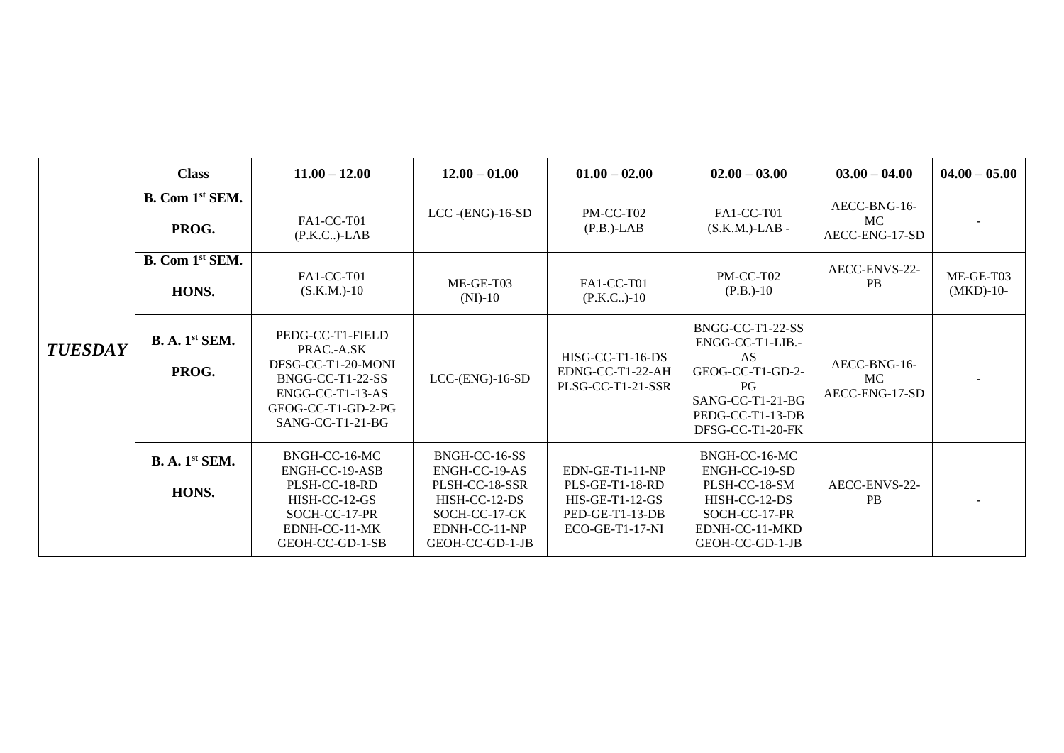| | Class | 11.00 – 12.00 | 12.00 – 01.00 | 01.00 – 02.00 | 02.00 – 03.00 | 03.00 – 04.00 | 04.00 – 05.00 |
|---|---|---|---|---|---|---|---|
| ***TUESDAY*** | **B. Com 1st SEM. PROG.** | FA1-CC-T01 (P.K.C..)-LAB | LCC -(ENG)-16-SD | PM-CC-T02 (P.B.)-LAB | FA1-CC-T01 (S.K.M.)-LAB - | AECC-BNG-16-MC AECC-ENG-17-SD | - |
| | **B. Com 1st SEM. HONS.** | FA1-CC-T01 (S.K.M.)-10 | ME-GE-T03 (NI)-10 | FA1-CC-T01 (P.K.C..)-10 | PM-CC-T02 (P.B.)-10 | AECC-ENVS-22-PB | ME-GE-T03 (MKD)-10- |
| | **B. A. 1st SEM. PROG.** | PEDG-CC-T1-FIELD PRAC.-A.SK DFSG-CC-T1-20-MONI BNGG-CC-T1-22-SS ENGG-CC-T1-13-AS GEOG-CC-T1-GD-2-PG SANG-CC-T1-21-BG | LCC-(ENG)-16-SD | HISG-CC-T1-16-DS EDNG-CC-T1-22-AH PLSG-CC-T1-21-SSR | BNGG-CC-T1-22-SS ENGG-CC-T1-LIB.-AS GEOG-CC-T1-GD-2-PG SANG-CC-T1-21-BG PEDG-CC-T1-13-DB DFSG-CC-T1-20-FK | AECC-BNG-16-MC AECC-ENG-17-SD | - |
| | **B. A. 1st SEM. HONS.** | BNGH-CC-16-MC ENGH-CC-19-ASB PLSH-CC-18-RD HISH-CC-12-GS SOCH-CC-17-PR EDNH-CC-11-MK GEOH-CC-GD-1-SB | BNGH-CC-16-SS ENGH-CC-19-AS PLSH-CC-18-SSR HISH-CC-12-DS SOCH-CC-17-CK EDNH-CC-11-NP GEOH-CC-GD-1-JB | EDN-GE-T1-11-NP PLS-GE-T1-18-RD HIS-GE-T1-12-GS PED-GE-T1-13-DB ECO-GE-T1-17-NI | BNGH-CC-16-MC ENGH-CC-19-SD PLSH-CC-18-SM HISH-CC-12-DS SOCH-CC-17-PR EDNH-CC-11-MKD GEOH-CC-GD-1-JB | AECC-ENVS-22-PB | - |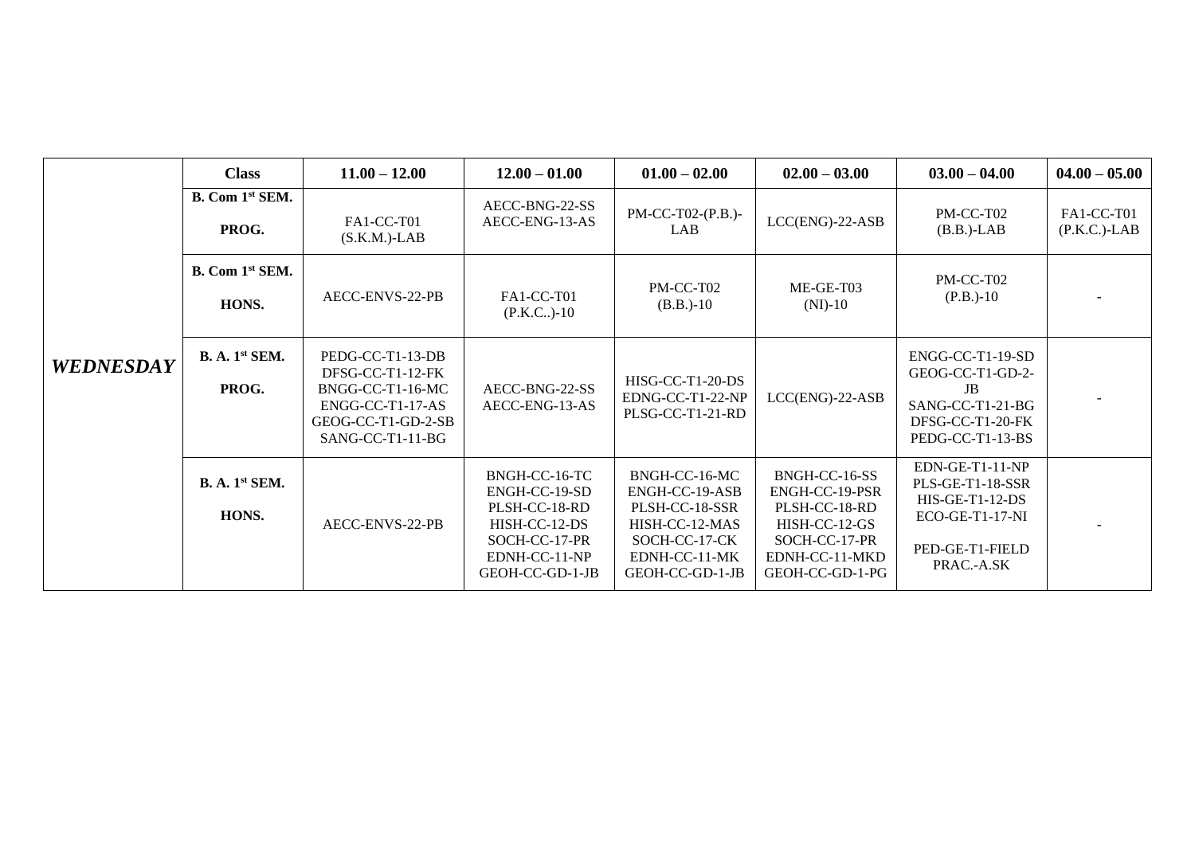| | Class | 11.00 – 12.00 | 12.00 – 01.00 | 01.00 – 02.00 | 02.00 – 03.00 | 03.00 – 04.00 | 04.00 – 05.00 |
|---|---|---|---|---|---|---|---|
| ***WEDNESDAY*** | **B. Com 1st SEM. PROG.** | FA1-CC-T01 (S.K.M.)-LAB | AECC-BNG-22-SS AECC-ENG-13-AS | PM-CC-T02-(P.B.)-LAB | LCC(ENG)-22-ASB | PM-CC-T02 (B.B.)-LAB | FA1-CC-T01 (P.K.C.)-LAB |
| | **B. Com 1st SEM. HONS.** | AECC-ENVS-22-PB | FA1-CC-T01 (P.K.C..)-10 | PM-CC-T02 (B.B.)-10 | ME-GE-T03 (NI)-10 | PM-CC-T02 (P.B.)-10 | - |
| | **B. A. 1st SEM. PROG.** | PEDG-CC-T1-13-DB DFSG-CC-T1-12-FK BNGG-CC-T1-16-MC ENGG-CC-T1-17-AS GEOG-CC-T1-GD-2-SB SANG-CC-T1-11-BG | AECC-BNG-22-SS AECC-ENG-13-AS | HISG-CC-T1-20-DS EDNG-CC-T1-22-NP PLSG-CC-T1-21-RD | LCC(ENG)-22-ASB | ENGG-CC-T1-19-SD GEOG-CC-T1-GD-2-JB SANG-CC-T1-21-BG DFSG-CC-T1-20-FK PEDG-CC-T1-13-BS | - |
| | **B. A. 1st SEM. HONS.** | AECC-ENVS-22-PB | BNGH-CC-16-TC ENGH-CC-19-SD PLSH-CC-18-RD HISH-CC-12-DS SOCH-CC-17-PR EDNH-CC-11-NP GEOH-CC-GD-1-JB | BNGH-CC-16-MC ENGH-CC-19-ASB PLSH-CC-18-SSR HISH-CC-12-MAS SOCH-CC-17-CK EDNH-CC-11-MK GEOH-CC-GD-1-JB | BNGH-CC-16-SS ENGH-CC-19-PSR PLSH-CC-18-RD HISH-CC-12-GS SOCH-CC-17-PR EDNH-CC-11-MKD GEOH-CC-GD-1-PG | EDN-GE-T1-11-NP PLS-GE-T1-18-SSR HIS-GE-T1-12-DS ECO-GE-T1-17-NI PED-GE-T1-FIELD PRAC.-A.SK | - |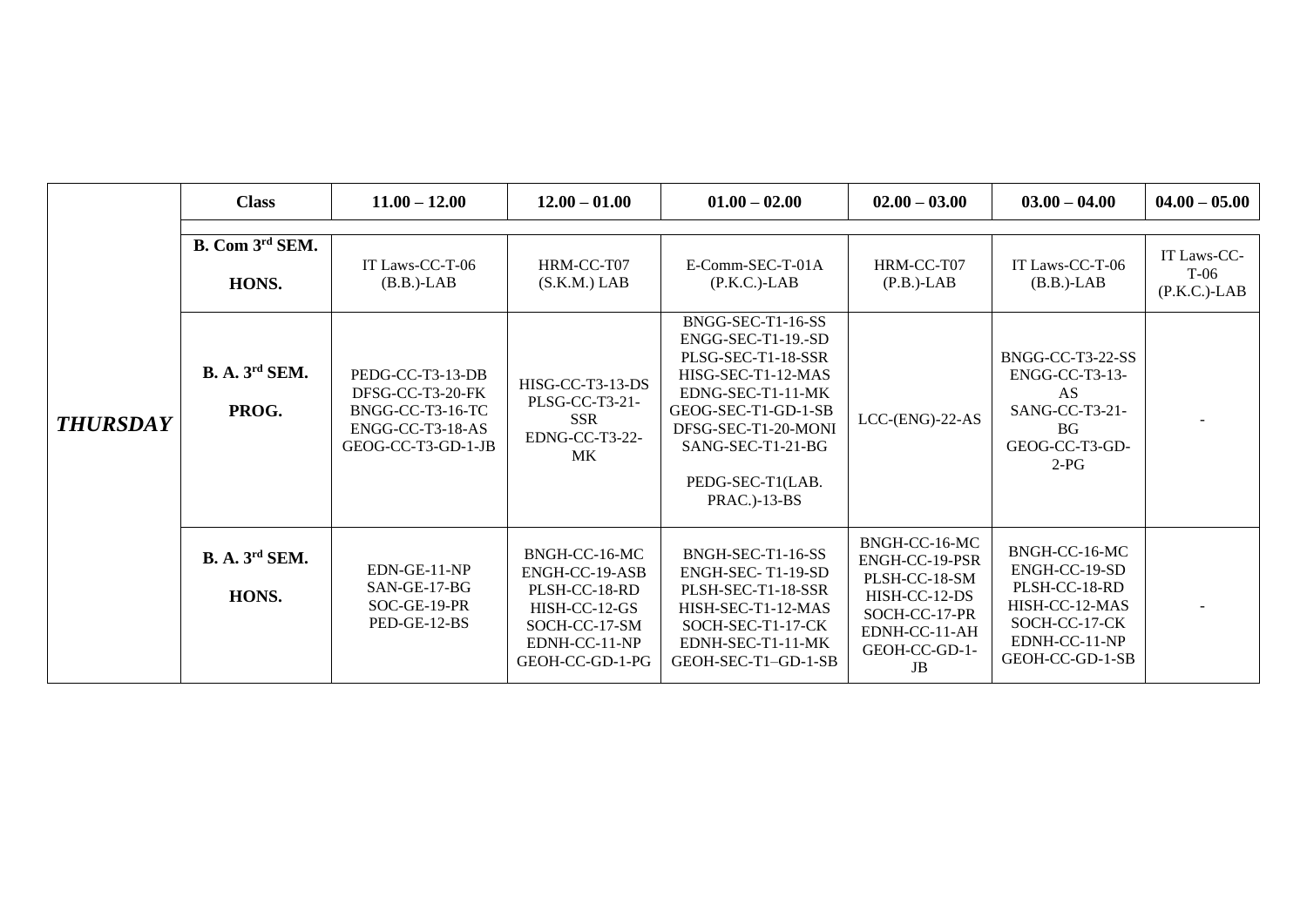| | Class | 11.00 – 12.00 | 12.00 – 01.00 | 01.00 – 02.00 | 02.00 – 03.00 | 03.00 – 04.00 | 04.00 – 05.00 |
|---|---|---|---|---|---|---|---|
| ***THURSDAY*** | **B. Com 3rd SEM. HONS.** | IT Laws-CC-T-06 (B.B.)-LAB | HRM-CC-T07 (S.K.M.) LAB | E-Comm-SEC-T-01A (P.K.C.)-LAB | HRM-CC-T07 (P.B.)-LAB | IT Laws-CC-T-06 (B.B.)-LAB | IT Laws-CC-T-06 (P.K.C.)-LAB |
| | **B. A. 3rd SEM. PROG.** | PEDG-CC-T3-13-DB<br>DFSG-CC-T3-20-FK<br>BNGG-CC-T3-16-TC<br>ENGG-CC-T3-18-AS<br>GEOG-CC-T3-GD-1-JB | HISG-CC-T3-13-DS<br>PLSG-CC-T3-21-SSR<br>EDNG-CC-T3-22-MK | BNGG-SEC-T1-16-SS<br>ENGG-SEC-T1-19.-SD<br>PLSG-SEC-T1-18-SSR<br>HISG-SEC-T1-12-MAS<br>EDNG-SEC-T1-11-MK<br>GEOG-SEC-T1-GD-1-SB<br>DFSG-SEC-T1-20-MONI<br>SANG-SEC-T1-21-BG<br>PEDG-SEC-T1(LAB. PRAC.)-13-BS | LCC-(ENG)-22-AS | BNGG-CC-T3-22-SS<br>ENGG-CC-T3-13-AS<br>SANG-CC-T3-21-BG<br>GEOG-CC-T3-GD-2-PG | - |
| | **B. A. 3rd SEM. HONS.** | EDN-GE-11-NP<br>SAN-GE-17-BG<br>SOC-GE-19-PR<br>PED-GE-12-BS | BNGH-CC-16-MC<br>ENGH-CC-19-ASB<br>PLSH-CC-18-RD<br>HISH-CC-12-GS<br>SOCH-CC-17-SM<br>EDNH-CC-11-NP<br>GEOH-CC-GD-1-PG | BNGH-SEC-T1-16-SS<br>ENGH-SEC- T1-19-SD<br>PLSH-SEC-T1-18-SSR<br>HISH-SEC-T1-12-MAS<br>SOCH-SEC-T1-17-CK<br>EDNH-SEC-T1-11-MK<br>GEOH-SEC-T1–GD-1-SB | BNGH-CC-16-MC<br>ENGH-CC-19-PSR<br>PLSH-CC-18-SM<br>HISH-CC-12-DS<br>SOCH-CC-17-PR<br>EDNH-CC-11-AH<br>GEOH-CC-GD-1-JB | BNGH-CC-16-MC<br>ENGH-CC-19-SD<br>PLSH-CC-18-RD<br>HISH-CC-12-MAS<br>SOCH-CC-17-CK<br>EDNH-CC-11-NP<br>GEOH-CC-GD-1-SB | - |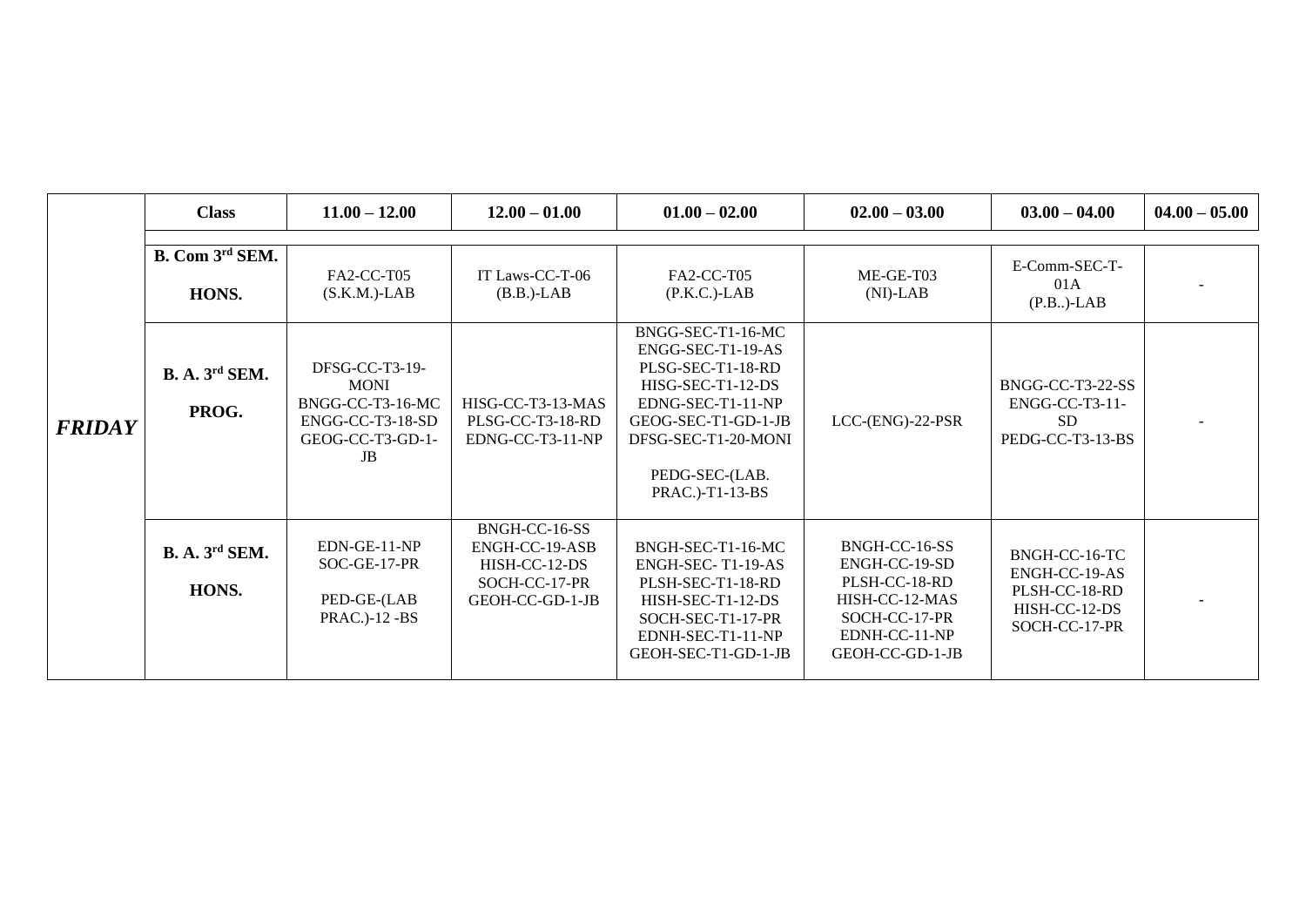| | Class | 11.00 – 12.00 | 12.00 – 01.00 | 01.00 – 02.00 | 02.00 – 03.00 | 03.00 – 04.00 | 04.00 – 05.00 |
|---|---|---|---|---|---|---|---|
| ***FRIDAY*** | **B. Com 3rd SEM. HONS.** | FA2-CC-T05 (S.K.M.)-LAB | IT Laws-CC-T-06 (B.B.)-LAB | FA2-CC-T05 (P.K.C.)-LAB | ME-GE-T03 (NI)-LAB | E-Comm-SEC-T-01A (P.B..)-LAB | - |
| | **B. A. 3rd SEM. PROG.** | DFSG-CC-T3-19-MONI<br>BNGG-CC-T3-16-MC<br>ENGG-CC-T3-18-SD<br>GEOG-CC-T3-GD-1-JB | HISG-CC-T3-13-MAS<br>PLSG-CC-T3-18-RD<br>EDNG-CC-T3-11-NP | BNGG-SEC-T1-16-MC<br>ENGG-SEC-T1-19-AS<br>PLSG-SEC-T1-18-RD<br>HISG-SEC-T1-12-DS<br>EDNG-SEC-T1-11-NP<br>GEOG-SEC-T1-GD-1-JB<br>DFSG-SEC-T1-20-MONI<br><br>PEDG-SEC-(LAB. PRAC.)-T1-13-BS | LCC-(ENG)-22-PSR | BNGG-CC-T3-22-SS<br>ENGG-CC-T3-11-SD<br>PEDG-CC-T3-13-BS | - |
| | **B. A. 3rd SEM. HONS.** | EDN-GE-11-NP<br>SOC-GE-17-PR<br><br>PED-GE-(LAB PRAC.)-12 -BS | BNGH-CC-16-SS<br>ENGH-CC-19-ASB<br>HISH-CC-12-DS<br>SOCH-CC-17-PR<br>GEOH-CC-GD-1-JB | BNGH-SEC-T1-16-MC<br>ENGH-SEC- T1-19-AS<br>PLSH-SEC-T1-18-RD<br>HISH-SEC-T1-12-DS<br>SOCH-SEC-T1-17-PR<br>EDNH-SEC-T1-11-NP<br>GEOH-SEC-T1-GD-1-JB | BNGH-CC-16-SS<br>ENGH-CC-19-SD<br>PLSH-CC-18-RD<br>HISH-CC-12-MAS<br>SOCH-CC-17-PR<br>EDNH-CC-11-NP<br>GEOH-CC-GD-1-JB | BNGH-CC-16-TC<br>ENGH-CC-19-AS<br>PLSH-CC-18-RD<br>HISH-CC-12-DS<br>SOCH-CC-17-PR | - |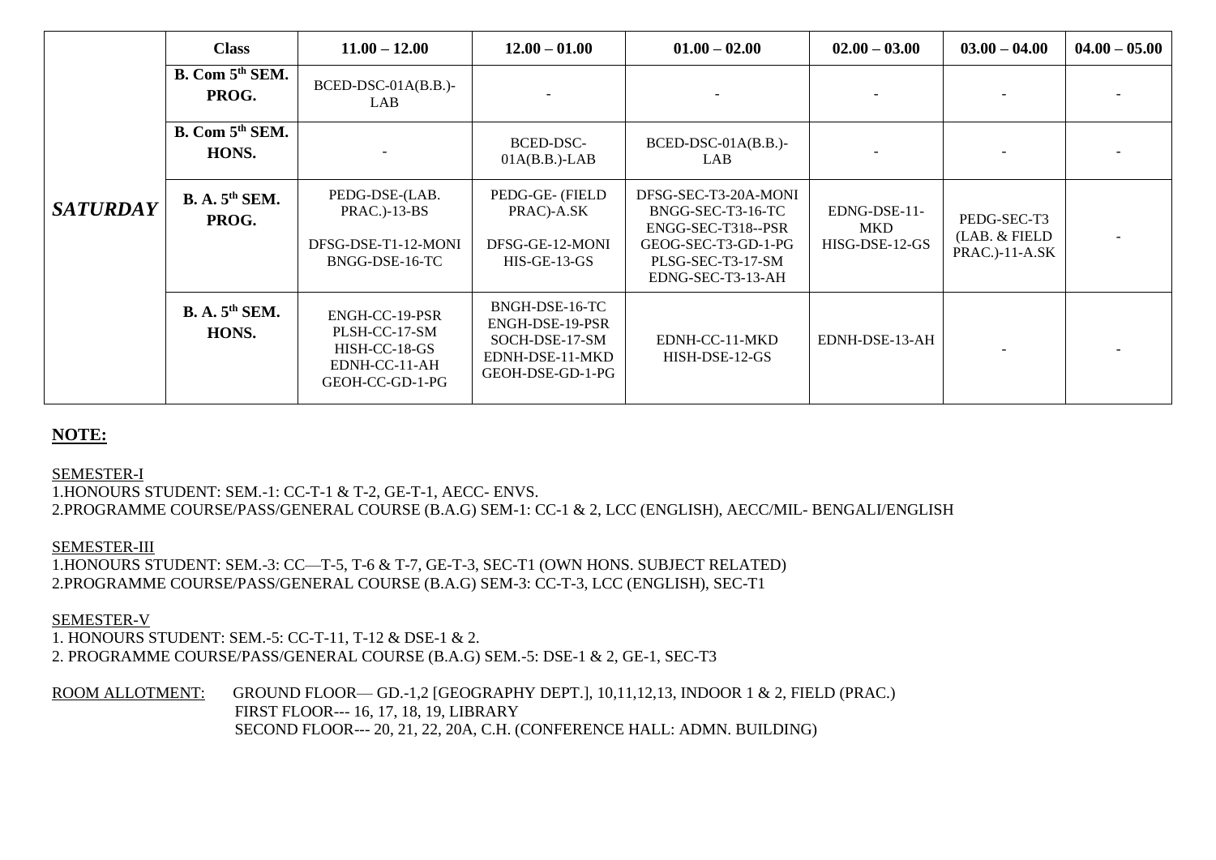| | Class | 11.00 – 12.00 | 12.00 – 01.00 | 01.00 – 02.00 | 02.00 – 03.00 | 03.00 – 04.00 | 04.00 – 05.00 |
|---|---|---|---|---|---|---|---|
| ***SATURDAY*** | **B. Com 5th SEM. PROG.** | BCED-DSC-01A(B.B.)-LAB | - | - | - | - | - |
| | **B. Com 5th SEM. HONS.** | - | BCED-DSC-01A(B.B.)-LAB | BCED-DSC-01A(B.B.)-LAB | - | - | - |
| | **B. A. 5th SEM. PROG.** | PEDG-DSE-(LAB. PRAC.)-13-BS<br>DFSG-DSE-T1-12-MONI<br>BNGG-DSE-16-TC | PEDG-GE- (FIELD PRAC)-A.SK<br>DFSG-GE-12-MONI<br>HIS-GE-13-GS | DFSG-SEC-T3-20A-MONI<br>BNGG-SEC-T3-16-TC<br>ENGG-SEC-T318--PSR<br>GEOG-SEC-T3-GD-1-PG<br>PLSG-SEC-T3-17-SM<br>EDNG-SEC-T3-13-AH | EDNG-DSE-11-MKD<br>HISG-DSE-12-GS | PEDG-SEC-T3 (LAB. & FIELD PRAC.)-11-A.SK | - |
| | **B. A. 5th SEM. HONS.** | ENGH-CC-19-PSR<br>PLSH-CC-17-SM<br>HISH-CC-18-GS<br>EDNH-CC-11-AH<br>GEOH-CC-GD-1-PG | BNGH-DSE-16-TC<br>ENGH-DSE-19-PSR<br>SOCH-DSE-17-SM<br>EDNH-DSE-11-MKD<br>GEOH-DSE-GD-1-PG | EDNH-CC-11-MKD<br>HISH-DSE-12-GS | EDNH-DSE-13-AH | - | - |

**NOTE:**

SEMESTER-I

1.HONOURS STUDENT: SEM.-1: CC-T-1 & T-2, GE-T-1, AECC- ENVS.

2.PROGRAMME COURSE/PASS/GENERAL COURSE (B.A.G) SEM-1: CC-1 & 2, LCC (ENGLISH), AECC/MIL- BENGALI/ENGLISH

SEMESTER-III

1.HONOURS STUDENT: SEM.-3: CC—T-5, T-6 & T-7, GE-T-3, SEC-T1 (OWN HONS. SUBJECT RELATED)

2.PROGRAMME COURSE/PASS/GENERAL COURSE (B.A.G) SEM-3: CC-T-3, LCC (ENGLISH), SEC-T1

SEMESTER-V

1. HONOURS STUDENT: SEM.-5: CC-T-11, T-12 & DSE-1 & 2.

2. PROGRAMME COURSE/PASS/GENERAL COURSE (B.A.G) SEM.-5: DSE-1 & 2, GE-1, SEC-T3

ROOM ALLOTMENT: GROUND FLOOR— GD.-1,2 [GEOGRAPHY DEPT.], 10,11,12,13, INDOOR 1 & 2, FIELD (PRAC.)
FIRST FLOOR--- 16, 17, 18, 19, LIBRARY
SECOND FLOOR--- 20, 21, 22, 20A, C.H. (CONFERENCE HALL: ADMN. BUILDING)